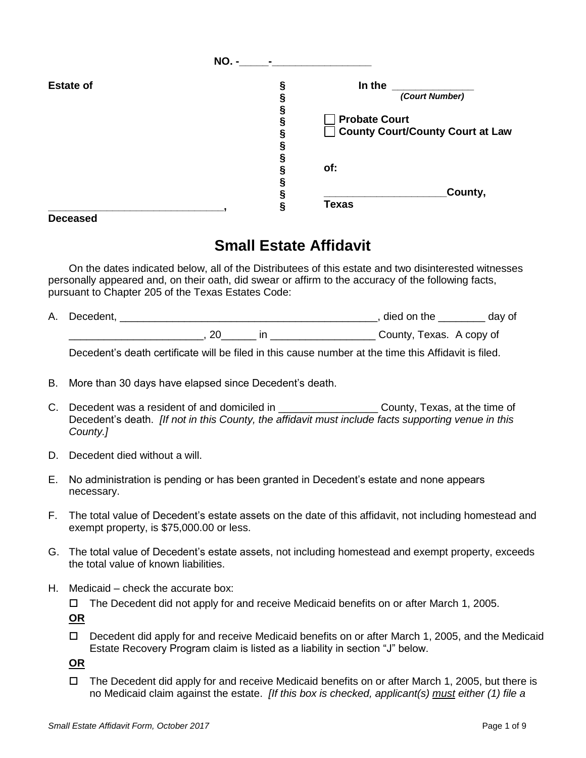NO. -_____-_________________

| | | |
|---|---|---|
| **Estate of** | § | **In the** _____________ |
| | § | ***(Court Number)*** |
| | § | |
| | § | ☐ **Probate Court** |
| | § | ☐ **County Court/County Court at Law** |
| | § | |
| | § | |
| | § | **of:** |
| | § | |
| | § | _____________________**County,** |
| _______________________________, | § | **Texas** |
| **Deceased** | | |

# Small Estate Affidavit

On the dates indicated below, all of the Distributees of this estate and two disinterested witnesses personally appeared and, on their oath, did swear or affirm to the accuracy of the following facts, pursuant to Chapter 205 of the Texas Estates Code:

A. Decedent, ______________________________________________, died on the ________ day of _______________________, 20______ in _________________ County, Texas. A copy of Decedent's death certificate will be filed in this cause number at the time this Affidavit is filed.

B. More than 30 days have elapsed since Decedent's death.

C. Decedent was a resident of and domiciled in _________________ County, Texas, at the time of Decedent's death. *[If not in this County, the affidavit must include facts supporting venue in this County.]*

D. Decedent died without a will.

E. No administration is pending or has been granted in Decedent's estate and none appears necessary.

F. The total value of Decedent's estate assets on the date of this affidavit, not including homestead and exempt property, is $75,000.00 or less.

G. The total value of Decedent's estate assets, not including homestead and exempt property, exceeds the total value of known liabilities.

H. Medicaid – check the accurate box:

☐ The Decedent did not apply for and receive Medicaid benefits on or after March 1, 2005.

**OR**

☐ Decedent did apply for and receive Medicaid benefits on or after March 1, 2005, and the Medicaid Estate Recovery Program claim is listed as a liability in section "J" below.

**OR**

☐ The Decedent did apply for and receive Medicaid benefits on or after March 1, 2005, but there is no Medicaid claim against the estate. *[If this box is checked, applicant(s) must either (1) file a*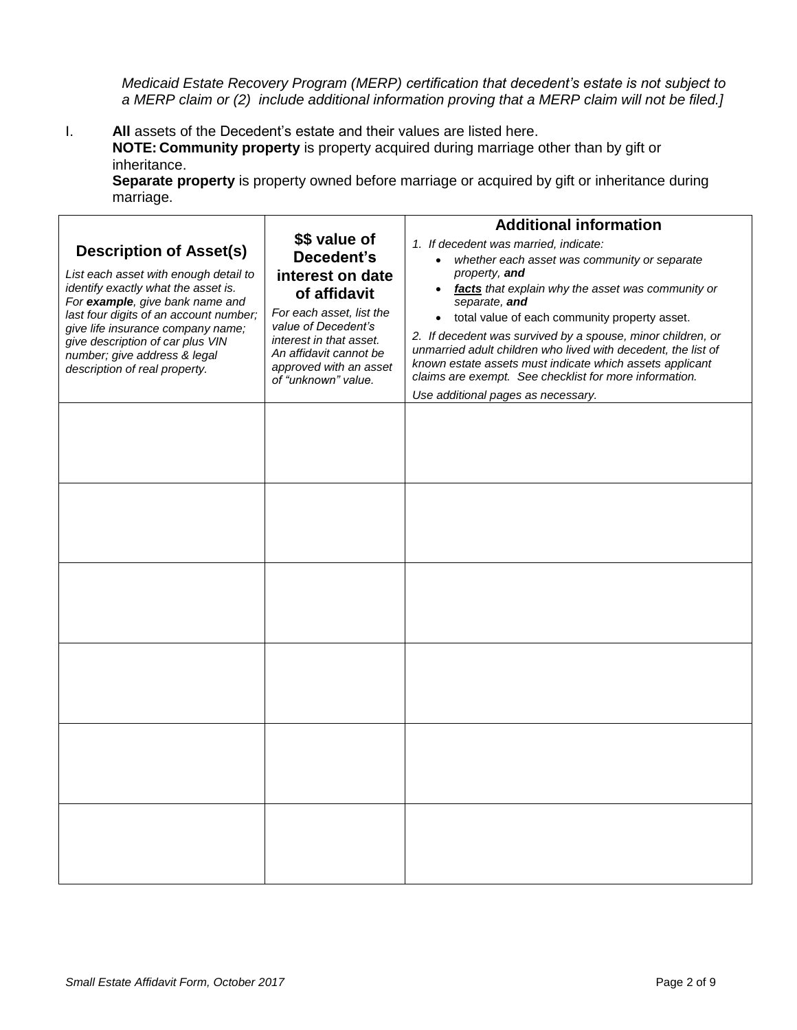*Medicaid Estate Recovery Program (MERP) certification that decedent's estate is not subject to a MERP claim or (2) include additional information proving that a MERP claim will not be filed.]*

I. **All** assets of the Decedent's estate and their values are listed here.
**NOTE: Community property** is property acquired during marriage other than by gift or inheritance.
**Separate property** is property owned before marriage or acquired by gift or inheritance during marriage.

| **Description of Asset(s)**<br>*List each asset with enough detail to identify exactly what the asset is. For* ***example****, give bank name and last four digits of an account number; give life insurance company name; give description of car plus VIN number; give address & legal description of real property.* | **$$ value of Decedent's interest on date of affidavit**<br>*For each asset, list the value of Decedent's interest in that asset. An affidavit cannot be approved with an asset of "unknown" value.* | **Additional information**<br>*1. If decedent was married, indicate:*<br>• *whether each asset was community or separate property,* ***and***<br>• ***facts*** *that explain why the asset was community or separate,* ***and***<br>• total value of each community property asset.<br>*2. If decedent was survived by a spouse, minor children, or unmarried adult children who lived with decedent, the list of known estate assets must indicate which assets applicant claims are exempt. See checklist for more information.*<br>*Use additional pages as necessary.* |
|---|---|---|
| | | |
| | | |
| | | |
| | | |
| | | |
| | | |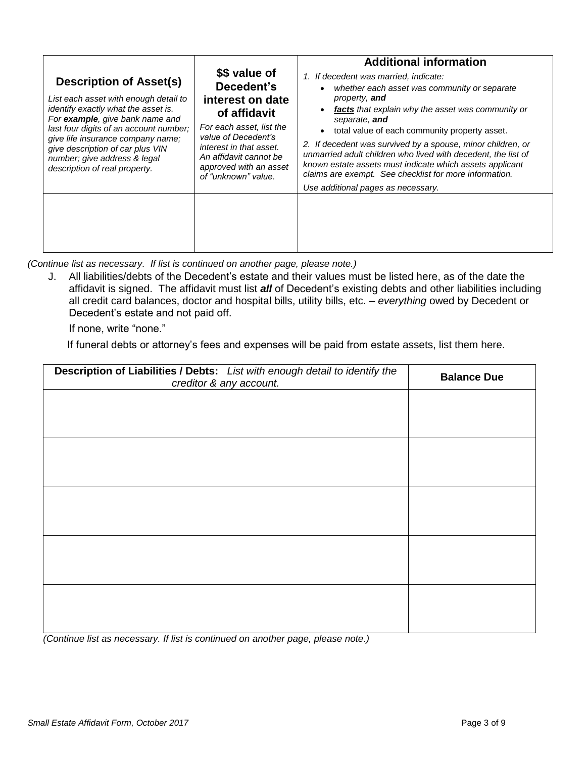| **Description of Asset(s)**<br>*List each asset with enough detail to identify exactly what the asset is. For **example**, give bank name and last four digits of an account number; give life insurance company name; give description of car plus VIN number; give address & legal description of real property.* | **$$ value of Decedent's interest on date of affidavit**<br>*For each asset, list the value of Decedent's interest in that asset. An affidavit cannot be approved with an asset of "unknown" value.* | **Additional information**<br>*1. If decedent was married, indicate:*<br>• *whether each asset was community or separate property, **and***<br>• ***facts** that explain why the asset was community or separate, **and***<br>• total value of each community property asset.<br>*2. If decedent was survived by a spouse, minor children, or unmarried adult children who lived with decedent, the list of known estate assets must indicate which assets applicant claims are exempt. See checklist for more information.*<br>*Use additional pages as necessary.* |
|---|---|---|
| | | |

*(Continue list as necessary. If list is continued on another page, please note.)*

J. All liabilities/debts of the Decedent's estate and their values must be listed here, as of the date the affidavit is signed. The affidavit must list ***all*** of Decedent's existing debts and other liabilities including all credit card balances, doctor and hospital bills, utility bills, etc. – *everything* owed by Decedent or Decedent's estate and not paid off.

If none, write "none."

If funeral debts or attorney's fees and expenses will be paid from estate assets, list them here.

| **Description of Liabilities / Debts:** *List with enough detail to identify the creditor & any account.* | **Balance Due** |
|---|---|
| | |
| | |
| | |
| | |
| | |

*(Continue list as necessary. If list is continued on another page, please note.)*

*Small Estate Affidavit Form, October 2017*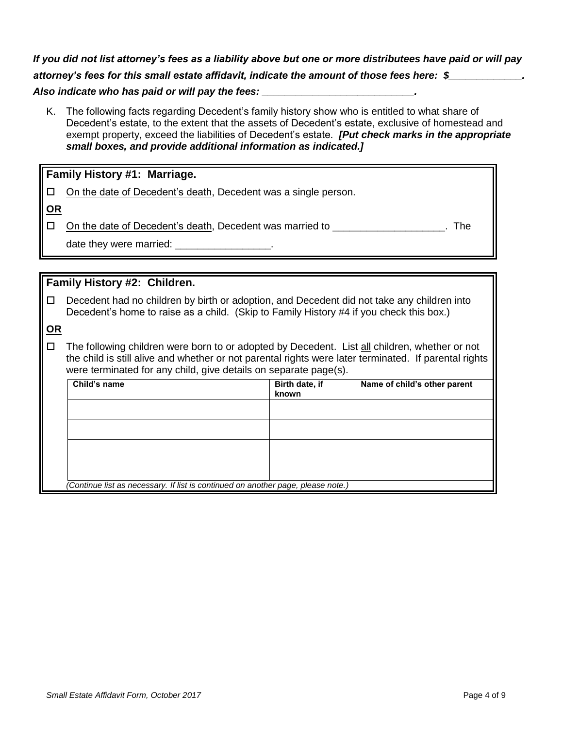***If you did not list attorney's fees as a liability above but one or more distributees have paid or will pay attorney's fees for this small estate affidavit, indicate the amount of those fees here: $_____________. Also indicate who has paid or will pay the fees: ___________________________.***

K. The following facts regarding Decedent's family history show who is entitled to what share of Decedent's estate, to the extent that the assets of Decedent's estate, exclusive of homestead and exempt property, exceed the liabilities of Decedent's estate. ***[Put check marks in the appropriate small boxes, and provide additional information as indicated.]***

**Family History #1: Marriage.**

☐ On the date of Decedent's death, Decedent was a single person.

**OR**

☐ On the date of Decedent's death, Decedent was married to ____________________. The date they were married: _________________.

**Family History #2: Children.**

☐ Decedent had no children by birth or adoption, and Decedent did not take any children into Decedent's home to raise as a child. (Skip to Family History #4 if you check this box.)

**OR**

☐ The following children were born to or adopted by Decedent. List all children, whether or not the child is still alive and whether or not parental rights were later terminated. If parental rights were terminated for any child, give details on separate page(s).

| Child's name | Birth date, if known | Name of child's other parent |
|---|---|---|
| | | |
| | | |
| | | |
| | | |

*(Continue list as necessary. If list is continued on another page, please note.)*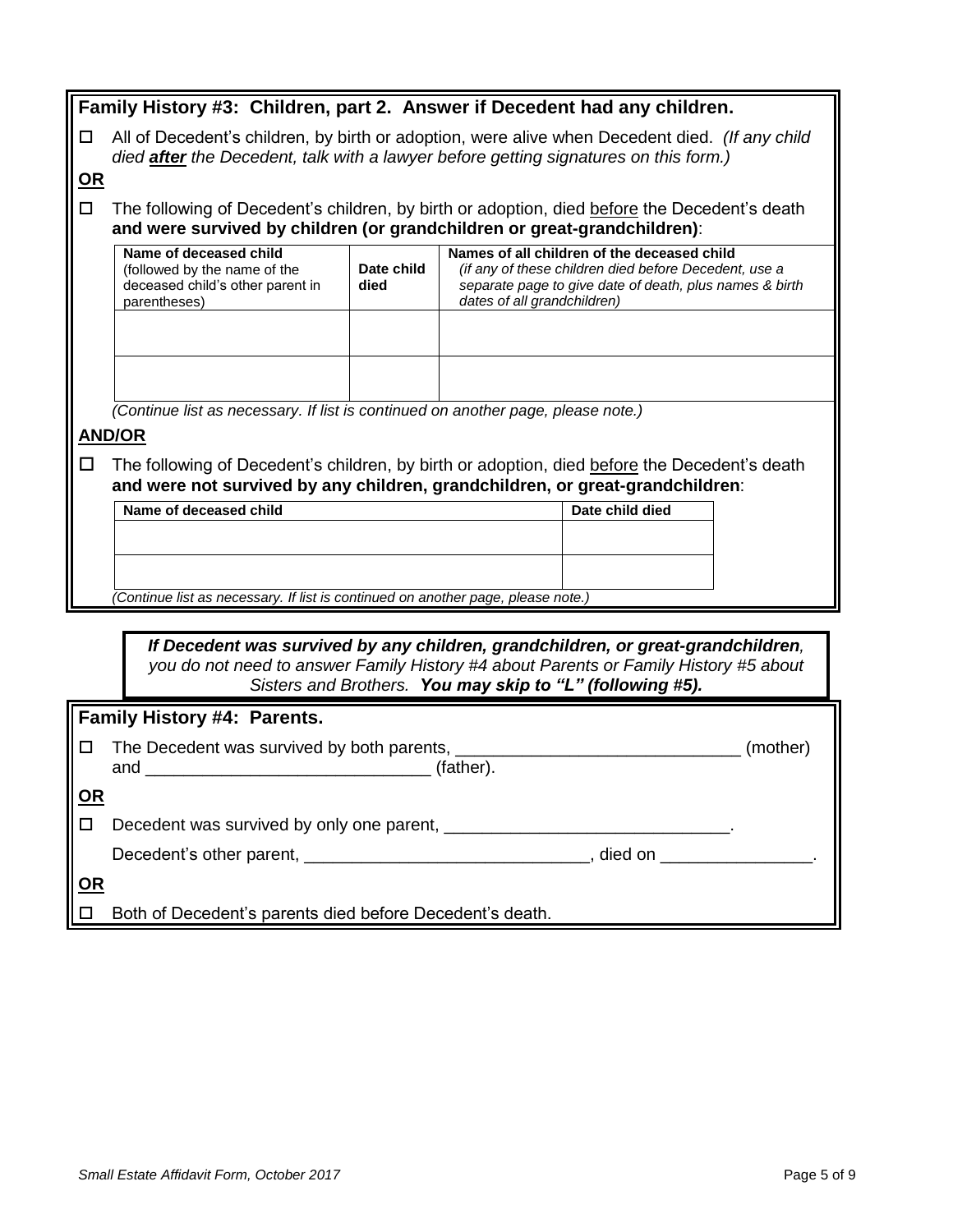## Family History #3: Children, part 2. Answer if Decedent had any children.

☐ All of Decedent's children, by birth or adoption, were alive when Decedent died. *(If any child died **after** the Decedent, talk with a lawyer before getting signatures on this form.)*

**OR**

☐ The following of Decedent's children, by birth or adoption, died before the Decedent's death **and were survived by children (or grandchildren or great-grandchildren)**:

| **Name of deceased child** (followed by the name of the deceased child's other parent in parentheses) | **Date child died** | **Names of all children of the deceased child** *(if any of these children died before Decedent, use a separate page to give date of death, plus names & birth dates of all grandchildren)* |
|---|---|---|
| | | |
| | | |

*(Continue list as necessary. If list is continued on another page, please note.)*

**AND/OR**

☐ The following of Decedent's children, by birth or adoption, died before the Decedent's death **and were not survived by any children, grandchildren, or great-grandchildren**:

| **Name of deceased child** | **Date child died** |
|---|---|
| | |
| | |

*(Continue list as necessary. If list is continued on another page, please note.)*

***If Decedent was survived by any children, grandchildren, or great-grandchildren**, you do not need to answer Family History #4 about Parents or Family History #5 about Sisters and Brothers. **You may skip to "L" (following #5).***

## Family History #4: Parents.

☐ The Decedent was survived by both parents, ______________________________ (mother) and ______________________________ (father).

**OR**

☐ Decedent was survived by only one parent, ______________________________.

Decedent's other parent, ______________________________, died on ________________.

**OR**

☐ Both of Decedent's parents died before Decedent's death.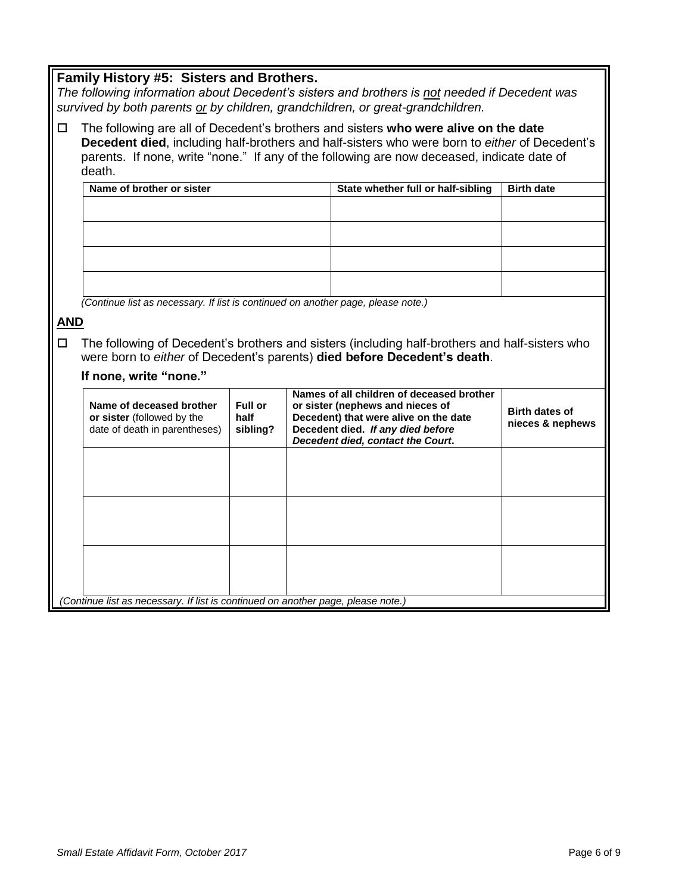**Family History #5: Sisters and Brothers.**

*The following information about Decedent's sisters and brothers is not needed if Decedent was survived by both parents or by children, grandchildren, or great-grandchildren.*

☐ The following are all of Decedent's brothers and sisters **who were alive on the date Decedent died**, including half-brothers and half-sisters who were born to *either* of Decedent's parents. If none, write "none." If any of the following are now deceased, indicate date of death.

| Name of brother or sister | State whether full or half-sibling | Birth date |
| --- | --- | --- |
| | | |
| | | |
| | | |
| | | |

*(Continue list as necessary. If list is continued on another page, please note.)*

**AND**

☐ The following of Decedent's brothers and sisters (including half-brothers and half-sisters who were born to *either* of Decedent's parents) **died before Decedent's death**.

**If none, write "none."**

| **Name of deceased brother or sister** (followed by the date of death in parentheses) | Full or half sibling? | Names of all children of deceased brother or sister (nephews and nieces of Decedent) that were alive on the date Decedent died. *If any died before Decedent died, contact the Court.* | Birth dates of nieces & nephews |
| --- | --- | --- | --- |
| | | | |
| | | | |
| | | | |

*(Continue list as necessary. If list is continued on another page, please note.)*

*Small Estate Affidavit Form, October 2017*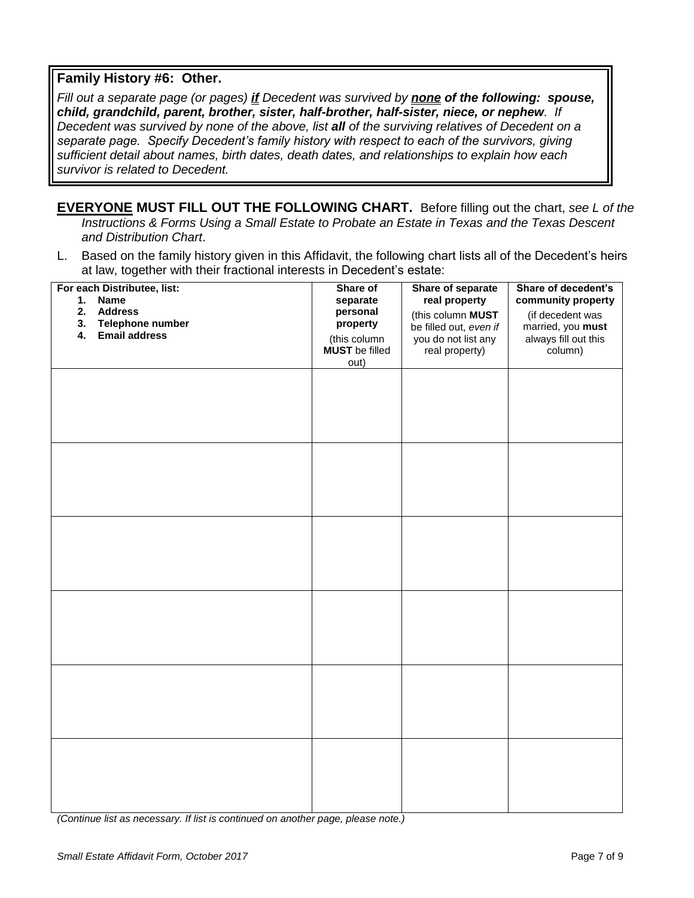**Family History #6: Other.**

*Fill out a separate page (or pages) **if** Decedent was survived by **none of the following: spouse, child, grandchild, parent, brother, sister, half-brother, half-sister, niece, or nephew**. If Decedent was survived by none of the above, list **all** of the surviving relatives of Decedent on a separate page. Specify Decedent's family history with respect to each of the survivors, giving sufficient detail about names, birth dates, death dates, and relationships to explain how each survivor is related to Decedent.*

**EVERYONE MUST FILL OUT THE FOLLOWING CHART.** Before filling out the chart, *see L of the Instructions & Forms Using a Small Estate to Probate an Estate in Texas and the Texas Descent and Distribution Chart*.

L. Based on the family history given in this Affidavit, the following chart lists all of the Decedent's heirs at law, together with their fractional interests in Decedent's estate:

| **For each Distributee, list:** 1. **Name** 2. **Address** 3. **Telephone number** 4. **Email address** | **Share of separate personal property** (this column **MUST** be filled out) | **Share of separate real property** (this column **MUST** be filled out, *even if* you do not list any real property) | **Share of decedent's community property** (if decedent was married, you **must** always fill out this column) |
|---|---|---|---|
| | | | |
| | | | |
| | | | |
| | | | |
| | | | |
| | | | |

*(Continue list as necessary. If list is continued on another page, please note.)*

*Small Estate Affidavit Form, October 2017*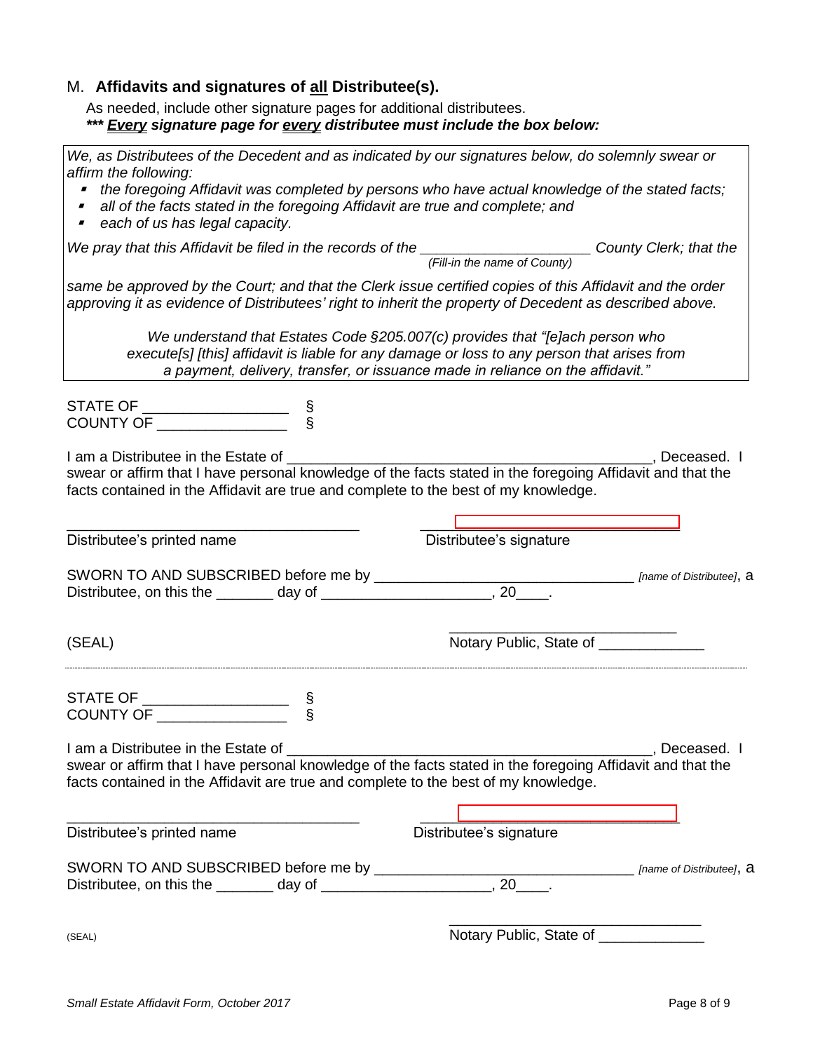## M. **Affidavits and signatures of <u>all</u> Distributee(s).**

As needed, include other signature pages for additional distributees.

***\*\*\* <u>Every</u> signature page for <u>every</u> distributee must include the box below:***

*We, as Distributees of the Decedent and as indicated by our signatures below, do solemnly swear or affirm the following:*

- *the foregoing Affidavit was completed by persons who have actual knowledge of the stated facts;*
- *all of the facts stated in the foregoing Affidavit are true and complete; and*
- *each of us has legal capacity.*

*We pray that this Affidavit be filed in the records of the ____________________ County Clerk; that the*
*(Fill-in the name of County)*
*same be approved by the Court; and that the Clerk issue certified copies of this Affidavit and the order approving it as evidence of Distributees' right to inherit the property of Decedent as described above.*

*We understand that Estates Code §205.007(c) provides that "[e]ach person who execute[s] [this] affidavit is liable for any damage or loss to any person that arises from a payment, delivery, transfer, or issuance made in reliance on the affidavit."*

STATE OF _________________ §
COUNTY OF _______________ §

I am a Distributee in the Estate of ____________________________________________, Deceased. I swear or affirm that I have personal knowledge of the facts stated in the foregoing Affidavit and that the facts contained in the Affidavit are true and complete to the best of my knowledge.

___________________________________ ___________________________________
Distributee's printed name Distributee's signature

SWORN TO AND SUBSCRIBED before me by _______________________________ *[name of Distributee]*, a Distributee, on this the _______ day of ____________________, 20____.

(SEAL) ___________________________
Notary Public, State of ____________

---

STATE OF _________________ §
COUNTY OF _______________ §

I am a Distributee in the Estate of ____________________________________________, Deceased. I swear or affirm that I have personal knowledge of the facts stated in the foregoing Affidavit and that the facts contained in the Affidavit are true and complete to the best of my knowledge.

___________________________________ ___________________________________
Distributee's printed name Distributee's signature

SWORN TO AND SUBSCRIBED before me by _______________________________ *[name of Distributee]*, a Distributee, on this the _______ day of ____________________, 20____.

(SEAL) ______________________________
Notary Public, State of ____________

*Small Estate Affidavit Form, October 2017*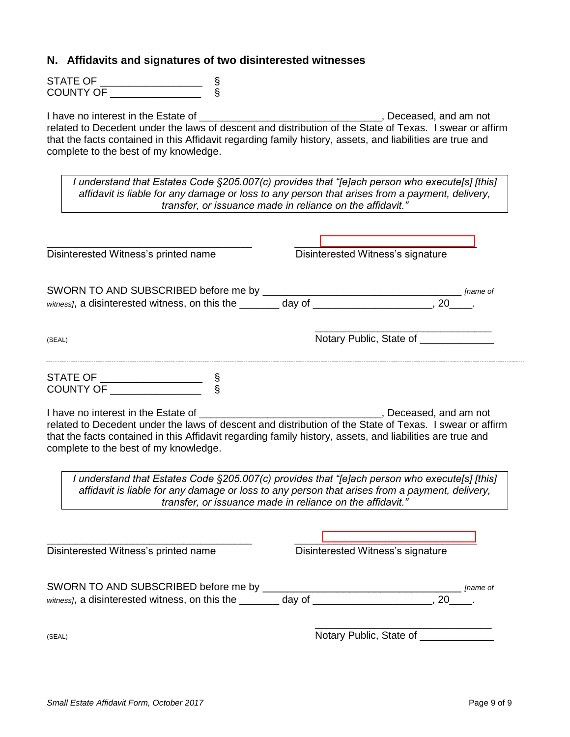## N. Affidavits and signatures of two disinterested witnesses

STATE OF _________________ §
COUNTY OF _______________ §

I have no interest in the Estate of ______________________________, Deceased, and am not related to Decedent under the laws of descent and distribution of the State of Texas. I swear or affirm that the facts contained in this Affidavit regarding family history, assets, and liabilities are true and complete to the best of my knowledge.

> *I understand that Estates Code §205.007(c) provides that "[e]ach person who execute[s] [this] affidavit is liable for any damage or loss to any person that arises from a payment, delivery, transfer, or issuance made in reliance on the affidavit."*

________________________________ ________________________________
Disinterested Witness's printed name Disinterested Witness's signature

SWORN TO AND SUBSCRIBED before me by ________________________________ *[name of witness]*, a disinterested witness, on this the _______ day of ____________________, 20____.

(SEAL) ________________________________
Notary Public, State of ____________

---

STATE OF _________________ §
COUNTY OF _______________ §

I have no interest in the Estate of ______________________________, Deceased, and am not related to Decedent under the laws of descent and distribution of the State of Texas. I swear or affirm that the facts contained in this Affidavit regarding family history, assets, and liabilities are true and complete to the best of my knowledge.

> *I understand that Estates Code §205.007(c) provides that "[e]ach person who execute[s] [this] affidavit is liable for any damage or loss to any person that arises from a payment, delivery, transfer, or issuance made in reliance on the affidavit."*

________________________________ ________________________________
Disinterested Witness's printed name Disinterested Witness's signature

SWORN TO AND SUBSCRIBED before me by ________________________________ *[name of witness]*, a disinterested witness, on this the _______ day of ____________________, 20____.

(SEAL) ________________________________
Notary Public, State of ____________

*Small Estate Affidavit Form, October 2017*